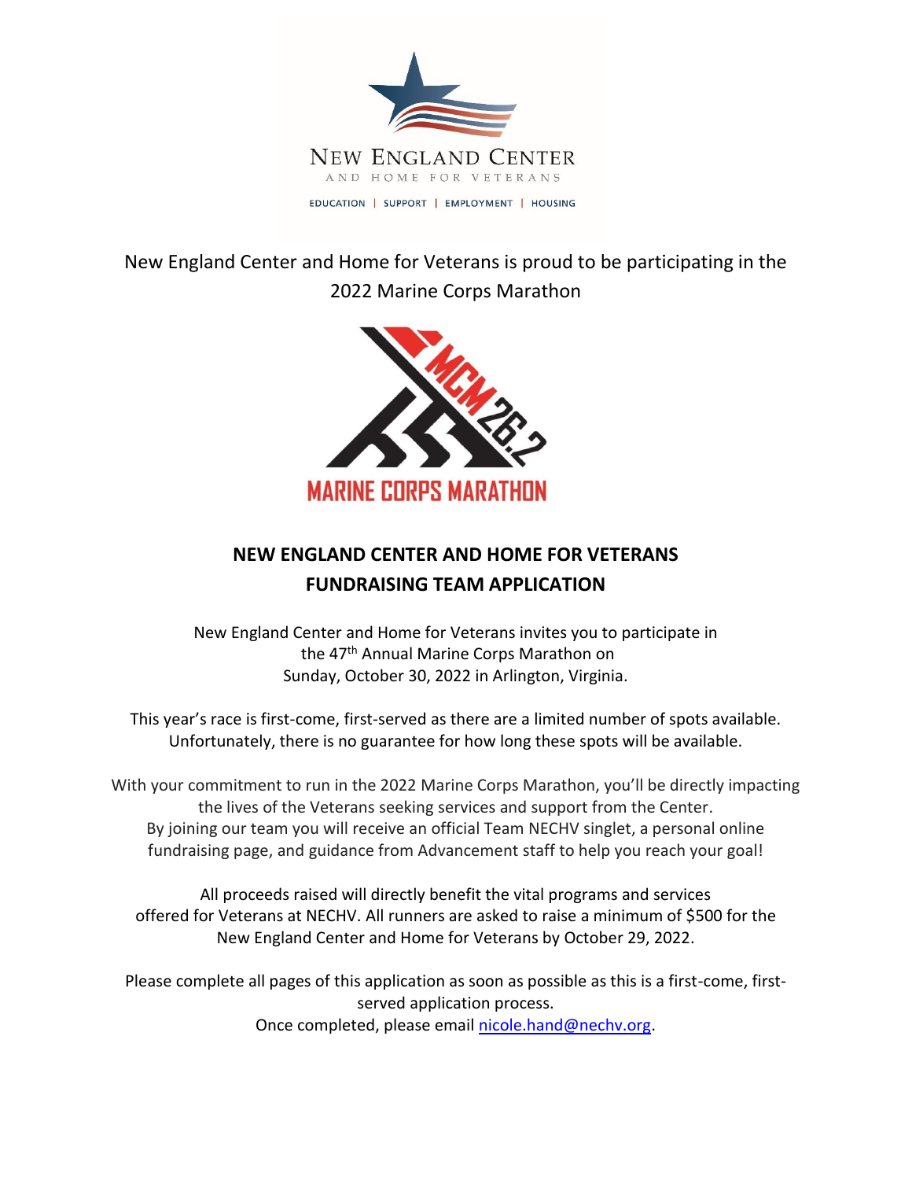New England Center and Home for Veterans is proud to be participating in the 2022 Marine Corps Marathon

## NEW ENGLAND CENTER AND HOME FOR VETERANS FUNDRAISING TEAM APPLICATION

New England Center and Home for Veterans invites you to participate in the 47th Annual Marine Corps Marathon on Sunday, October 30, 2022 in Arlington, Virginia.

This year's race is first-come, first-served as there are a limited number of spots available. Unfortunately, there is no guarantee for how long these spots will be available.

With your commitment to run in the 2022 Marine Corps Marathon, you'll be directly impacting the lives of the Veterans seeking services and support from the Center. By joining our team you will receive an official Team NECHV singlet, a personal online fundraising page, and guidance from Advancement staff to help you reach your goal!

All proceeds raised will directly benefit the vital programs and services offered for Veterans at NECHV. All runners are asked to raise a minimum of $500 for the New England Center and Home for Veterans by October 29, 2022.

Please complete all pages of this application as soon as possible as this is a first-come, first-served application process.
Once completed, please email nicole.hand@nechv.org.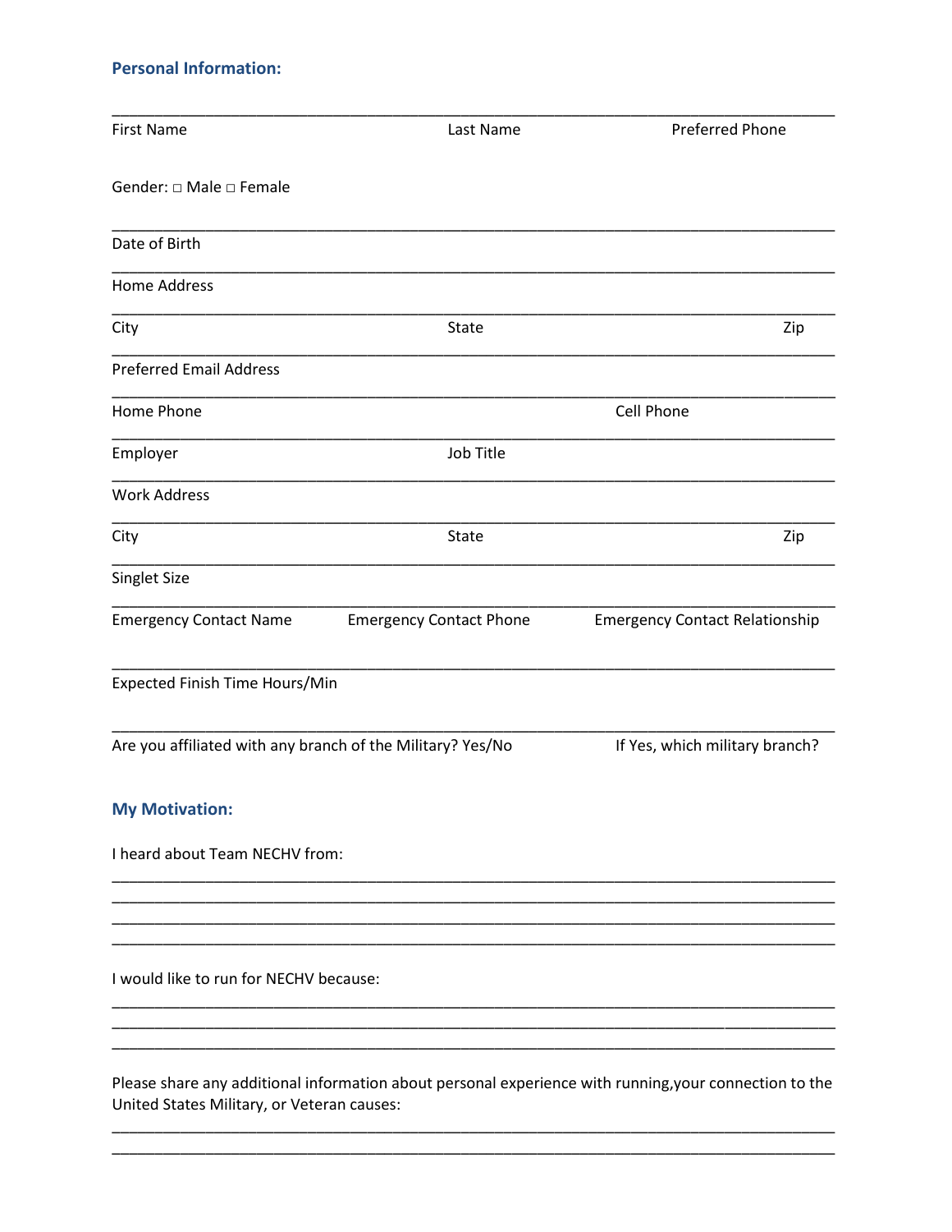## Personal Information:

______________________________________________________________________________

First Name                                        Last Name                                        Preferred Phone

Gender: □ Male □ Female

______________________________________________________________________________

Date of Birth

______________________________________________________________________________

Home Address

______________________________________________________________________________

City                                        State                                        Zip

______________________________________________________________________________

Preferred Email Address

______________________________________________________________________________

Home Phone                                        Cell Phone

______________________________________________________________________________

Employer                                        Job Title

______________________________________________________________________________

Work Address

______________________________________________________________________________

City                                        State                                        Zip

______________________________________________________________________________

Singlet Size

______________________________________________________________________________

Emergency Contact Name                    Emergency Contact Phone                    Emergency Contact Relationship

______________________________________________________________________________

Expected Finish Time Hours/Min

______________________________________________________________________________

Are you affiliated with any branch of the Military? Yes/No                    If Yes, which military branch?

## My Motivation:

I heard about Team NECHV from:

______________________________________________________________________________

______________________________________________________________________________

______________________________________________________________________________

______________________________________________________________________________

I would like to run for NECHV because:

______________________________________________________________________________

______________________________________________________________________________

______________________________________________________________________________

Please share any additional information about personal experience with running,your connection to the United States Military, or Veteran causes:

______________________________________________________________________________

______________________________________________________________________________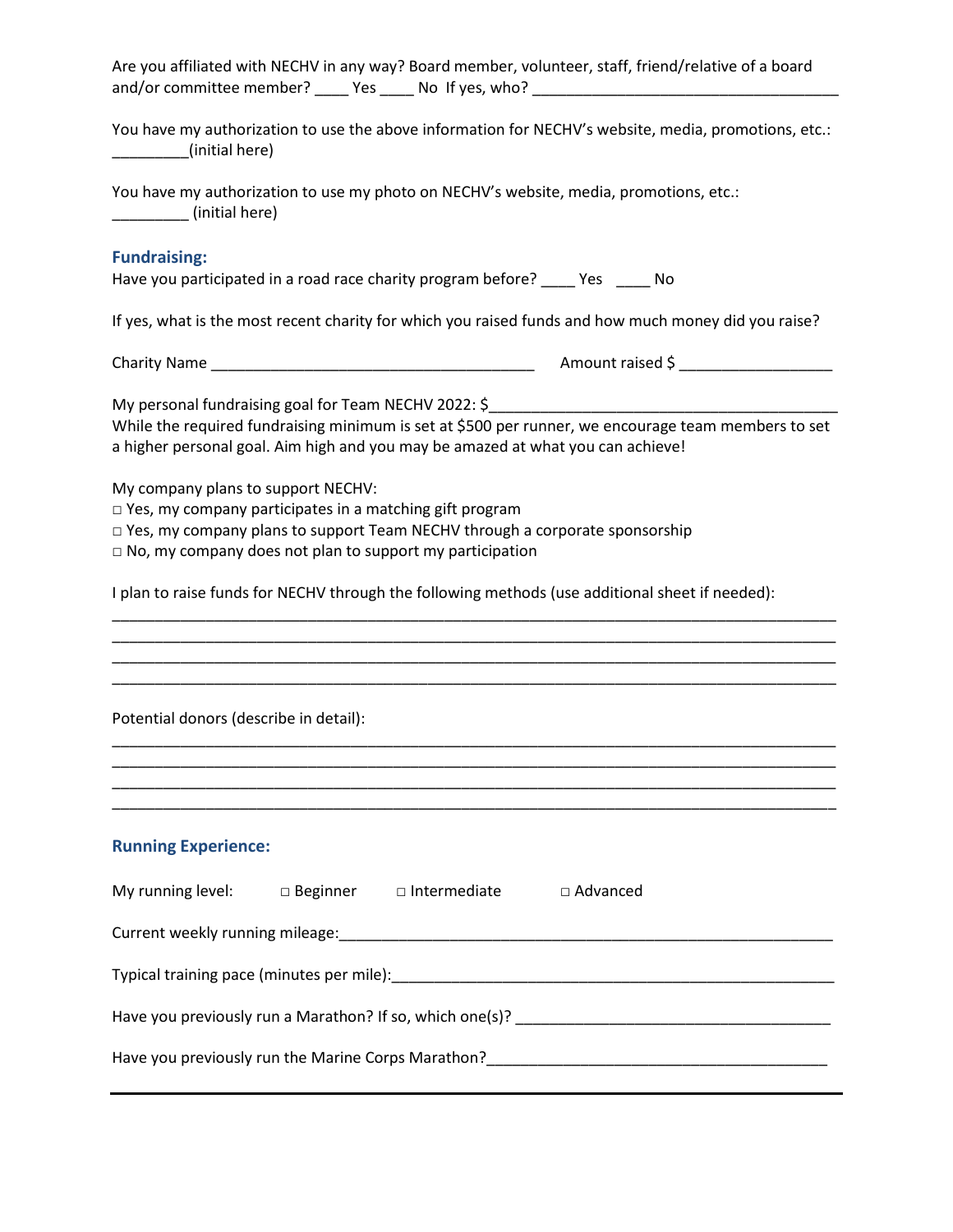Are you affiliated with NECHV in any way? Board member, volunteer, staff, friend/relative of a board and/or committee member? ____ Yes ____ No If yes, who? ___________________________________

You have my authorization to use the above information for NECHV's website, media, promotions, etc.: _________(initial here)

You have my authorization to use my photo on NECHV's website, media, promotions, etc.: _________ (initial here)

### Fundraising:

Have you participated in a road race charity program before? ____ Yes ____ No

If yes, what is the most recent charity for which you raised funds and how much money did you raise?

Charity Name _____________________________________ Amount raised $ _________________

My personal fundraising goal for Team NECHV 2022: $_______________________________________
While the required fundraising minimum is set at $500 per runner, we encourage team members to set a higher personal goal. Aim high and you may be amazed at what you can achieve!

My company plans to support NECHV:

□ Yes, my company participates in a matching gift program
□ Yes, my company plans to support Team NECHV through a corporate sponsorship
□ No, my company does not plan to support my participation

I plan to raise funds for NECHV through the following methods (use additional sheet if needed):

___________________________________________________________________________________
___________________________________________________________________________________
___________________________________________________________________________________
___________________________________________________________________________________

Potential donors (describe in detail):

___________________________________________________________________________________
___________________________________________________________________________________
___________________________________________________________________________________
___________________________________________________________________________________

### Running Experience:

My running level: □ Beginner □ Intermediate □ Advanced

Current weekly running mileage:___________________________________________________________

Typical training pace (minutes per mile):_____________________________________________________

Have you previously run a Marathon? If so, which one(s)? ____________________________________

Have you previously run the Marine Corps Marathon?_______________________________________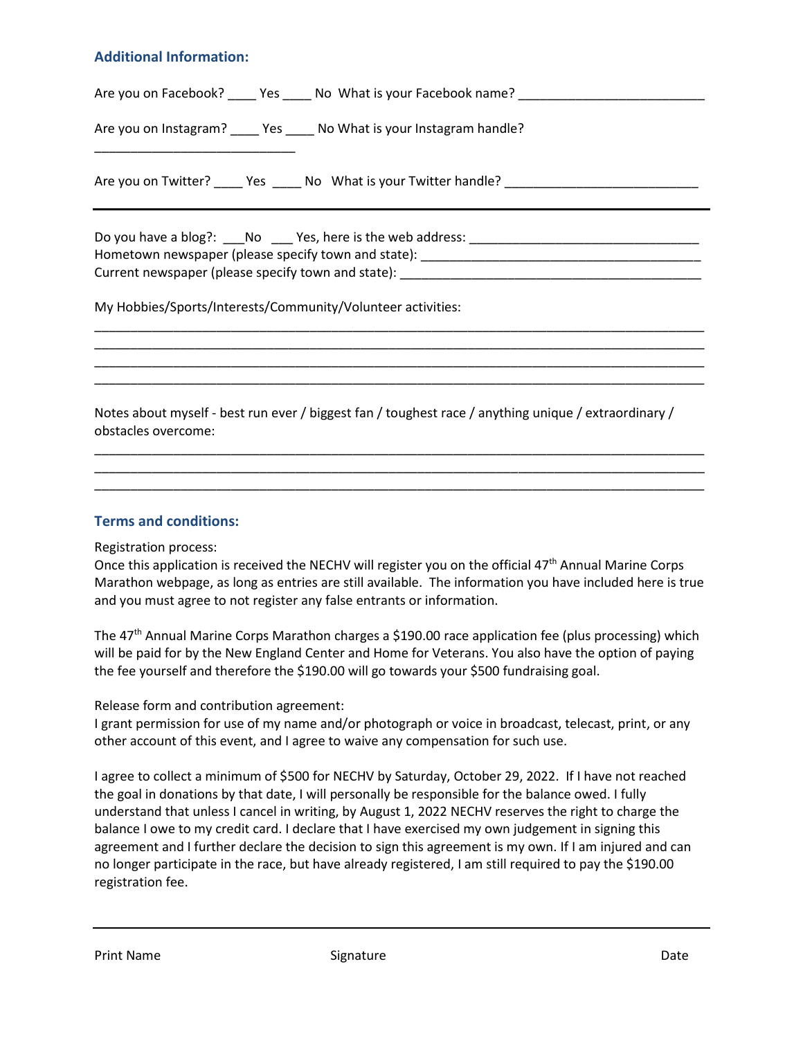### Additional Information:

Are you on Facebook? ____ Yes ____ No What is your Facebook name? ___________________________

Are you on Instagram? ____ Yes ____ No What is your Instagram handle?
____________________________

Are you on Twitter? ____ Yes ____ No What is your Twitter handle? ___________________________

---

Do you have a blog?: ___No ___ Yes, here is the web address: ________________________________
Hometown newspaper (please specify town and state): ________________________________________
Current newspaper (please specify town and state): __________________________________________

My Hobbies/Sports/Interests/Community/Volunteer activities:
_____________________________________________________________________________________
_____________________________________________________________________________________
_____________________________________________________________________________________
_____________________________________________________________________________________

Notes about myself - best run ever / biggest fan / toughest race / anything unique / extraordinary / obstacles overcome:
_____________________________________________________________________________________
_____________________________________________________________________________________
_____________________________________________________________________________________

### Terms and conditions:

Registration process:
Once this application is received the NECHV will register you on the official 47th Annual Marine Corps Marathon webpage, as long as entries are still available. The information you have included here is true and you must agree to not register any false entrants or information.

The 47th Annual Marine Corps Marathon charges a $190.00 race application fee (plus processing) which will be paid for by the New England Center and Home for Veterans. You also have the option of paying the fee yourself and therefore the $190.00 will go towards your $500 fundraising goal.

Release form and contribution agreement:
I grant permission for use of my name and/or photograph or voice in broadcast, telecast, print, or any other account of this event, and I agree to waive any compensation for such use.

I agree to collect a minimum of $500 for NECHV by Saturday, October 29, 2022. If I have not reached the goal in donations by that date, I will personally be responsible for the balance owed. I fully understand that unless I cancel in writing, by August 1, 2022 NECHV reserves the right to charge the balance I owe to my credit card. I declare that I have exercised my own judgement in signing this agreement and I further declare the decision to sign this agreement is my own. If I am injured and can no longer participate in the race, but have already registered, I am still required to pay the $190.00 registration fee.

---

Print Name　　　　　　　　　　Signature　　　　　　　　　　Date